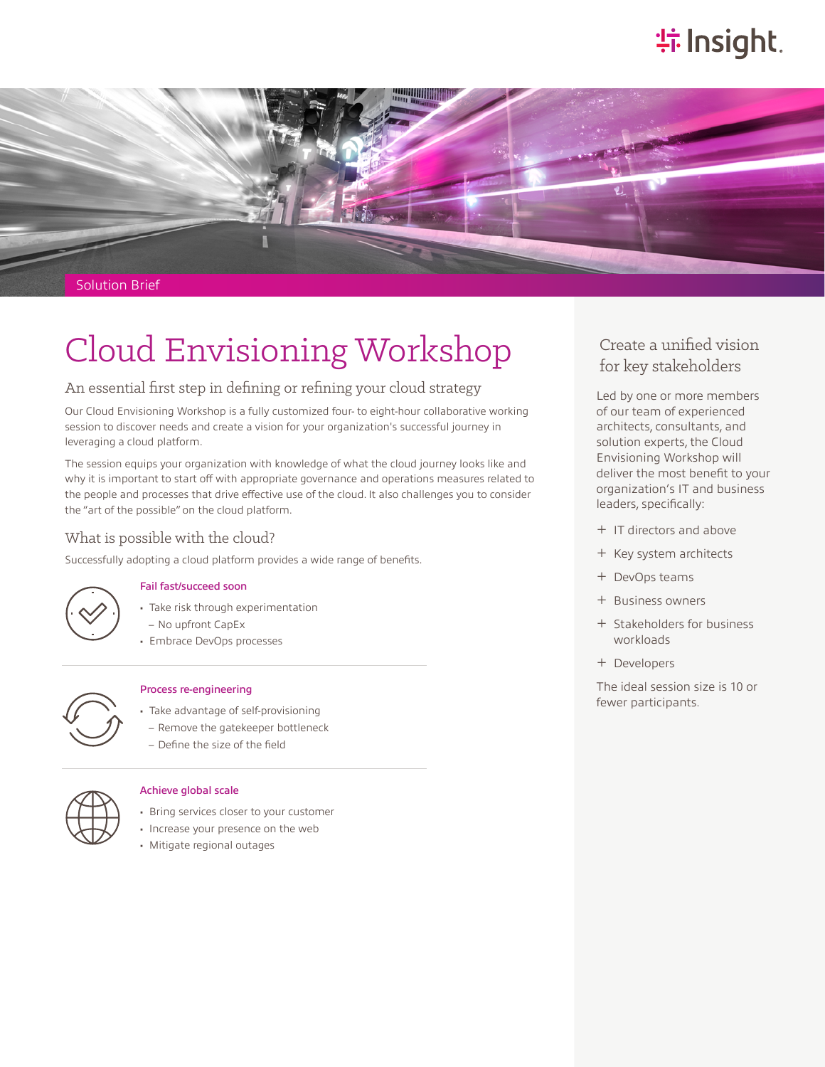Solution Brief

# Cloud Envisioning Workshop

## An essential first step in defining or refining your cloud strategy

Our Cloud Envisioning Workshop is a fully customized four- to eight-hour collaborative working session to discover needs and create a vision for your organization's successful journey in leveraging a cloud platform.

The session equips your organization with knowledge of what the cloud journey looks like and why it is important to start off with appropriate governance and operations measures related to the people and processes that drive effective use of the cloud. It also challenges you to consider the "art of the possible" on the cloud platform.

## What is possible with the cloud?

Successfully adopting a cloud platform provides a wide range of benefits.

### Fail fast/succeed soon

- Take risk through experimentation
  - No upfront CapEx
- Embrace DevOps processes

### Process re-engineering

- Take advantage of self-provisioning
  - Remove the gatekeeper bottleneck
  - Define the size of the field

### Achieve global scale

- Bring services closer to your customer
- Increase your presence on the web
- Mitigate regional outages

## Create a unified vision for key stakeholders

Led by one or more members of our team of experienced architects, consultants, and solution experts, the Cloud Envisioning Workshop will deliver the most benefit to your organization's IT and business leaders, specifically:

- IT directors and above
- Key system architects
- DevOps teams
- Business owners
- Stakeholders for business workloads
- Developers

The ideal session size is 10 or fewer participants.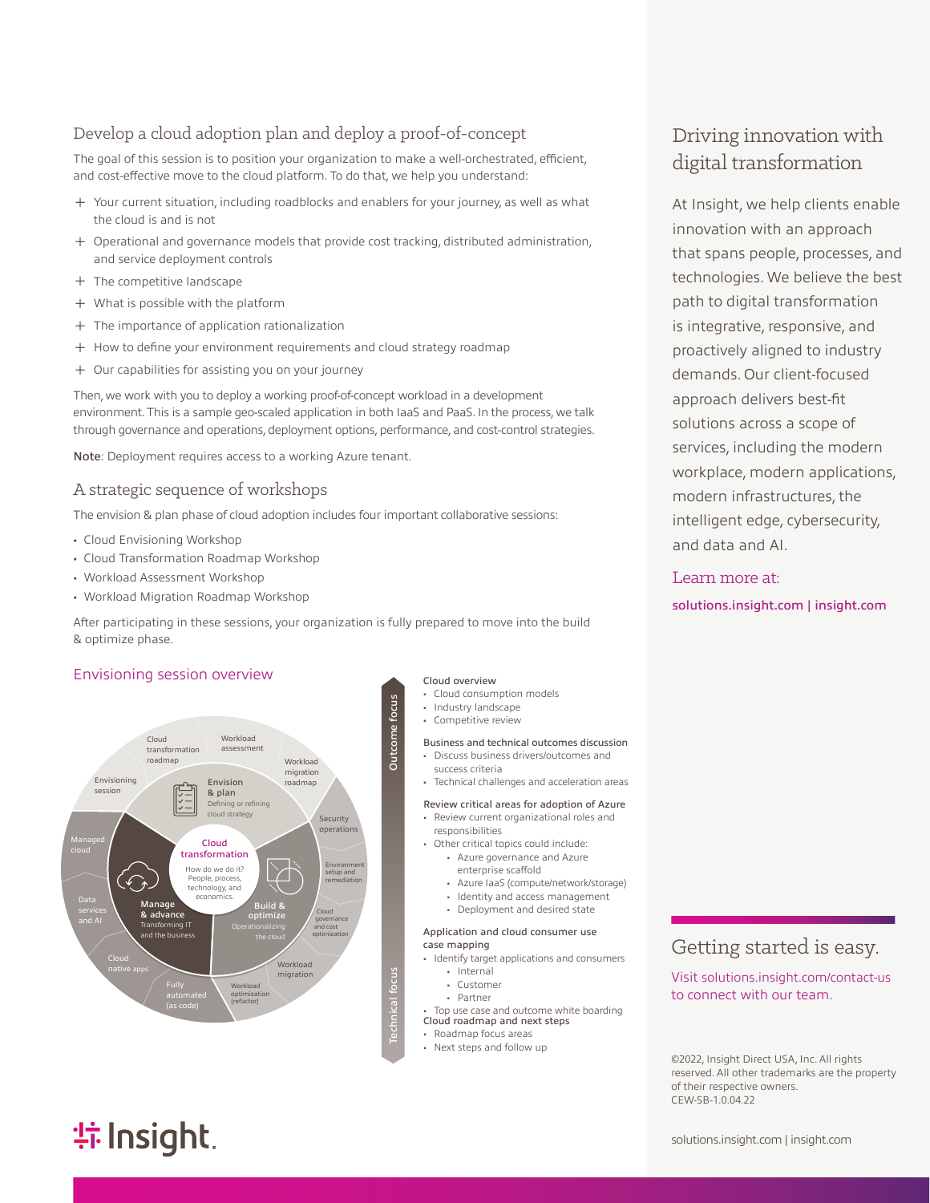## Develop a cloud adoption plan and deploy a proof-of-concept

The goal of this session is to position your organization to make a well-orchestrated, efficient, and cost-effective move to the cloud platform. To do that, we help you understand:

- Your current situation, including roadblocks and enablers for your journey, as well as what the cloud is and is not
- Operational and governance models that provide cost tracking, distributed administration, and service deployment controls
- The competitive landscape
- What is possible with the platform
- The importance of application rationalization
- How to define your environment requirements and cloud strategy roadmap
- Our capabilities for assisting you on your journey

Then, we work with you to deploy a working proof-of-concept workload in a development environment. This is a sample geo-scaled application in both IaaS and PaaS. In the process, we talk through governance and operations, deployment options, performance, and cost-control strategies.

**Note**: Deployment requires access to a working Azure tenant.

## A strategic sequence of workshops

The envision & plan phase of cloud adoption includes four important collaborative sessions:

- Cloud Envisioning Workshop
- Cloud Transformation Roadmap Workshop
- Workload Assessment Workshop
- Workload Migration Roadmap Workshop

After participating in these sessions, your organization is fully prepared to move into the build & optimize phase.

### Envisioning session overview

Cloud transformation
How do we do it? People, process, technology, and economics.

Envision & plan
Defining or refining cloud strategy

Build & optimize
Operationalizing the cloud

Manage & advance
Transforming IT and the business

Envisioning session
Cloud transformation roadmap
Workload assessment
Workload migration roadmap
Security operations
Environment setup and remediation
Cloud governance and cost optimization
Workload migration
Workload optimization (refactor)
Fully automated (as code)
Cloud native apps
Data services and AI
Managed cloud

Outcome focus
Technical focus

**Cloud overview**

- Cloud consumption models
- Industry landscape
- Competitive review

**Business and technical outcomes discussion**

- Discuss business drivers/outcomes and success criteria
- Technical challenges and acceleration areas

**Review critical areas for adoption of Azure**

- Review current organizational roles and responsibilities
- Other critical topics could include:
  - Azure governance and Azure enterprise scaffold
  - Azure IaaS (compute/network/storage)
  - Identity and access management
  - Deployment and desired state

**Application and cloud consumer use case mapping**

- Identify target applications and consumers
  - Internal
  - Customer
  - Partner
- Top use case and outcome white boarding

**Cloud roadmap and next steps**

- Roadmap focus areas
- Next steps and follow up

## Driving innovation with digital transformation

At Insight, we help clients enable innovation with an approach that spans people, processes, and technologies. We believe the best path to digital transformation is integrative, responsive, and proactively aligned to industry demands. Our client-focused approach delivers best-fit solutions across a scope of services, including the modern workplace, modern applications, modern infrastructures, the intelligent edge, cybersecurity, and data and AI.

Learn more at:
solutions.insight.com | insight.com

## Getting started is easy.

Visit solutions.insight.com/contact-us to connect with our team.

©2022, Insight Direct USA, Inc. All rights reserved. All other trademarks are the property of their respective owners.
CEW-SB-1.0.04.22

Insight.

solutions.insight.com | insight.com